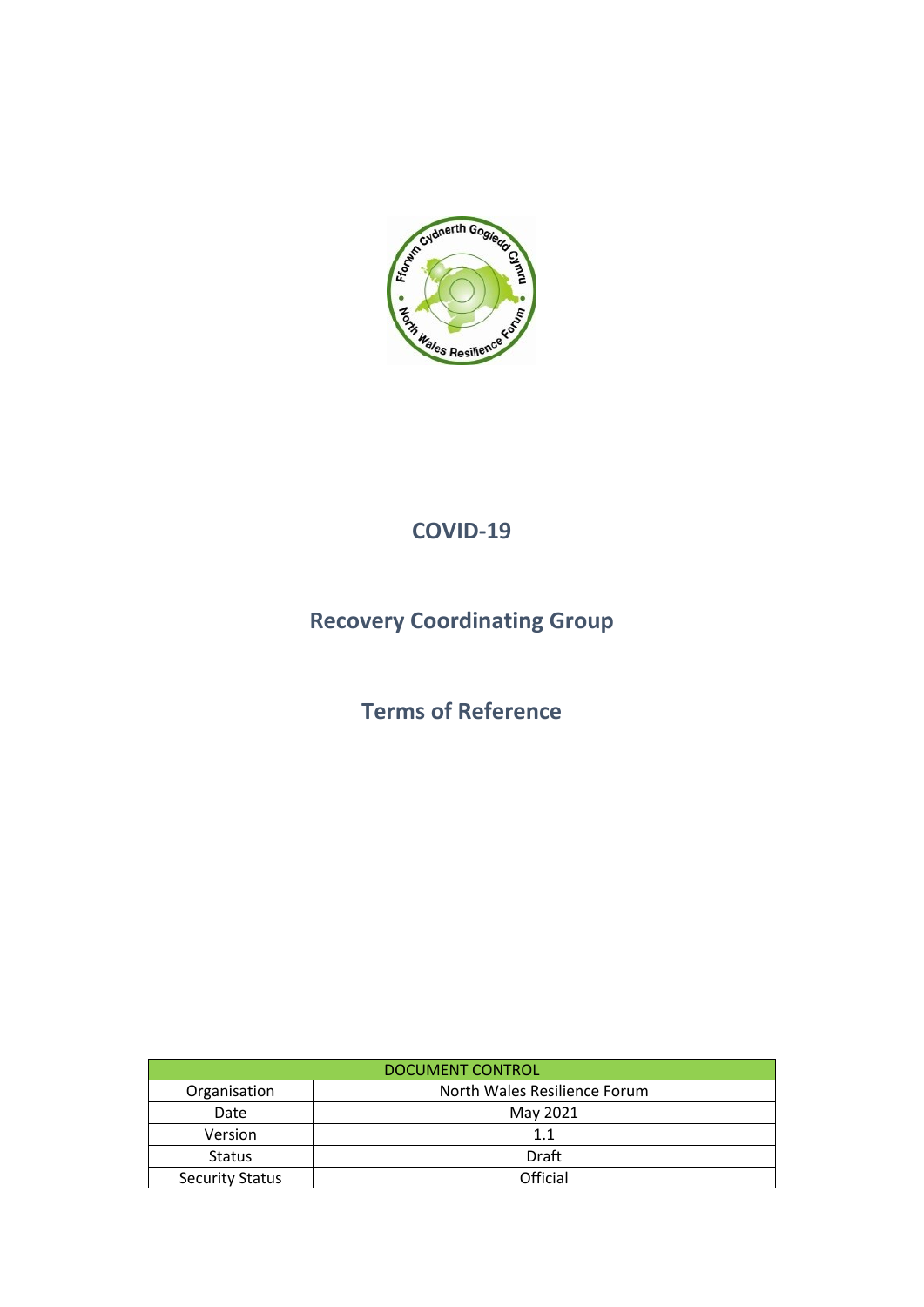# COVID-19

## Recovery Coordinating Group

## Terms of Reference

| DOCUMENT CONTROL | |
|---|---|
| Organisation | North Wales Resilience Forum |
| Date | May 2021 |
| Version | 1.1 |
| Status | Draft |
| Security Status | Official |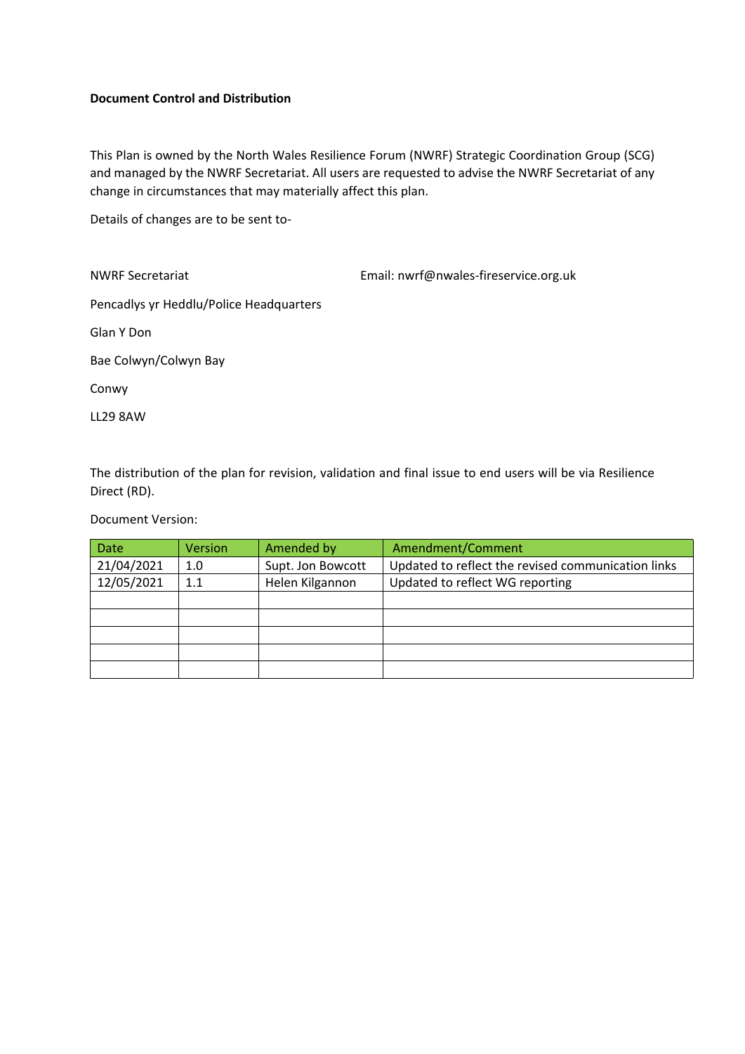**Document Control and Distribution**

This Plan is owned by the North Wales Resilience Forum (NWRF) Strategic Coordination Group (SCG) and managed by the NWRF Secretariat. All users are requested to advise the NWRF Secretariat of any change in circumstances that may materially affect this plan.

Details of changes are to be sent to-

NWRF Secretariat

Email: nwrf@nwales-fireservice.org.uk

Pencadlys yr Heddlu/Police Headquarters

Glan Y Don

Bae Colwyn/Colwyn Bay

Conwy

LL29 8AW

The distribution of the plan for revision, validation and final issue to end users will be via Resilience Direct (RD).

Document Version:

| Date | Version | Amended by | Amendment/Comment |
|---|---|---|---|
| 21/04/2021 | 1.0 | Supt. Jon Bowcott | Updated to reflect the revised communication links |
| 12/05/2021 | 1.1 | Helen Kilgannon | Updated to reflect WG reporting |
| | | | |
| | | | |
| | | | |
| | | | |
| | | | |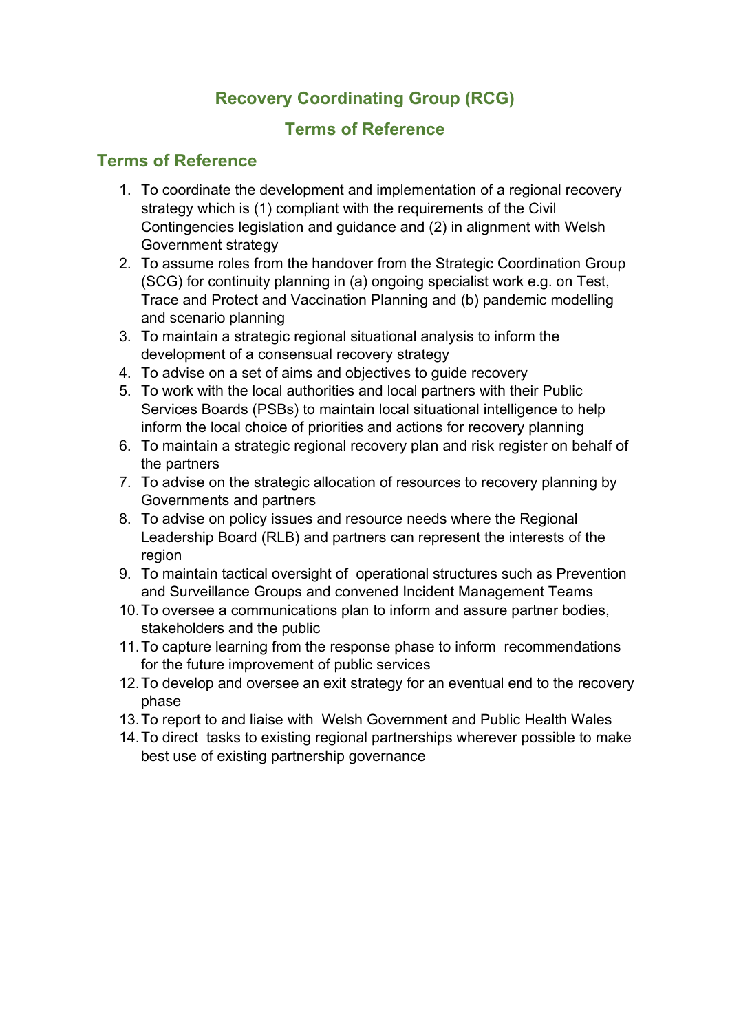# Recovery Coordinating Group (RCG)

## Terms of Reference

## Terms of Reference

1. To coordinate the development and implementation of a regional recovery strategy which is (1) compliant with the requirements of the Civil Contingencies legislation and guidance and (2) in alignment with Welsh Government strategy
2. To assume roles from the handover from the Strategic Coordination Group (SCG) for continuity planning in (a) ongoing specialist work e.g. on Test, Trace and Protect and Vaccination Planning and (b) pandemic modelling and scenario planning
3. To maintain a strategic regional situational analysis to inform the development of a consensual recovery strategy
4. To advise on a set of aims and objectives to guide recovery
5. To work with the local authorities and local partners with their Public Services Boards (PSBs) to maintain local situational intelligence to help inform the local choice of priorities and actions for recovery planning
6. To maintain a strategic regional recovery plan and risk register on behalf of the partners
7. To advise on the strategic allocation of resources to recovery planning by Governments and partners
8. To advise on policy issues and resource needs where the Regional Leadership Board (RLB) and partners can represent the interests of the region
9. To maintain tactical oversight of operational structures such as Prevention and Surveillance Groups and convened Incident Management Teams
10. To oversee a communications plan to inform and assure partner bodies, stakeholders and the public
11. To capture learning from the response phase to inform recommendations for the future improvement of public services
12. To develop and oversee an exit strategy for an eventual end to the recovery phase
13. To report to and liaise with Welsh Government and Public Health Wales
14. To direct tasks to existing regional partnerships wherever possible to make best use of existing partnership governance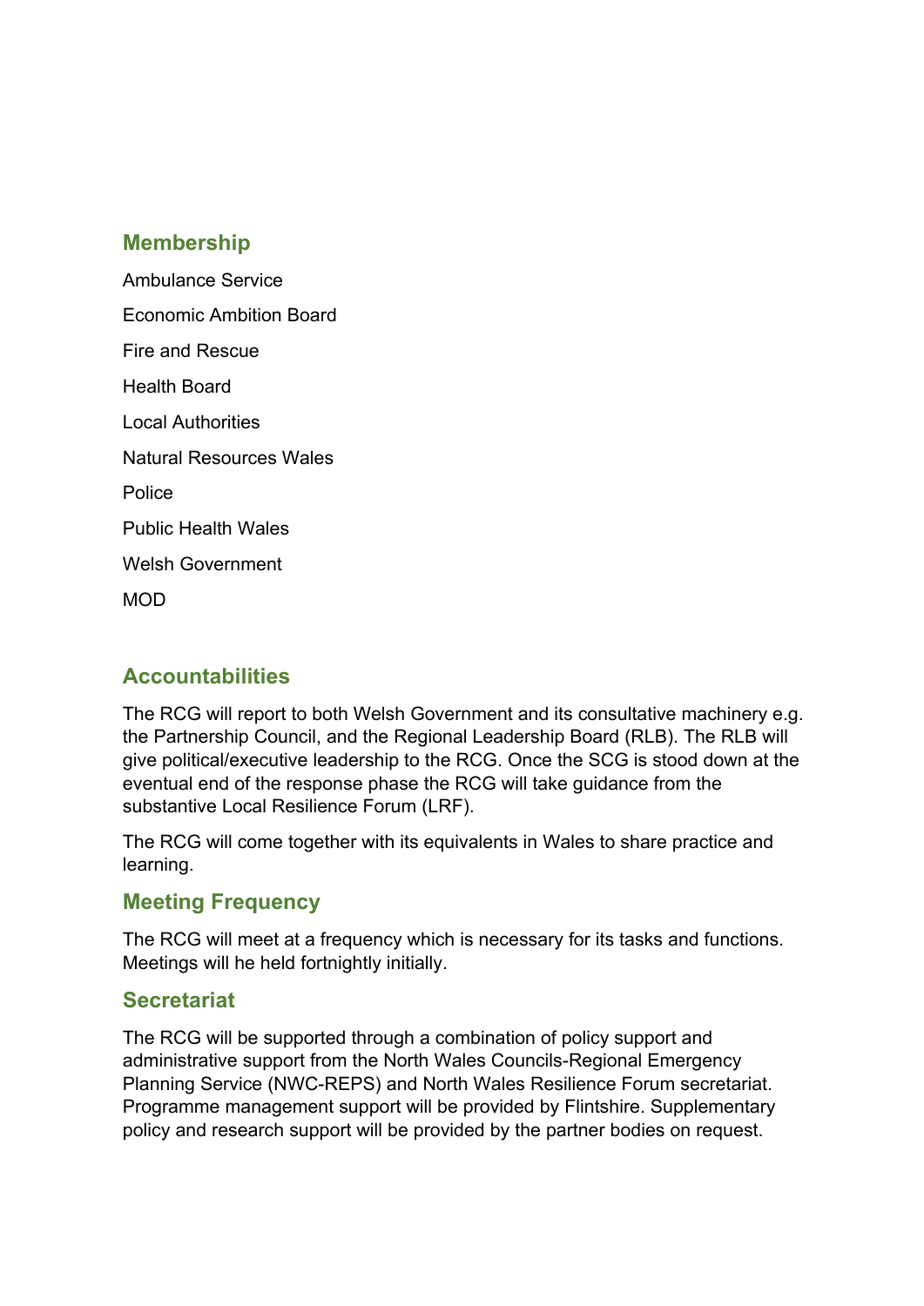## Membership

Ambulance Service

Economic Ambition Board

Fire and Rescue

Health Board

Local Authorities

Natural Resources Wales

Police

Public Health Wales

Welsh Government

MOD

## Accountabilities

The RCG will report to both Welsh Government and its consultative machinery e.g. the Partnership Council, and the Regional Leadership Board (RLB). The RLB will give political/executive leadership to the RCG. Once the SCG is stood down at the eventual end of the response phase the RCG will take guidance from the substantive Local Resilience Forum (LRF).

The RCG will come together with its equivalents in Wales to share practice and learning.

## Meeting Frequency

The RCG will meet at a frequency which is necessary for its tasks and functions. Meetings will he held fortnightly initially.

## Secretariat

The RCG will be supported through a combination of policy support and administrative support from the North Wales Councils-Regional Emergency Planning Service (NWC-REPS) and North Wales Resilience Forum secretariat. Programme management support will be provided by Flintshire. Supplementary policy and research support will be provided by the partner bodies on request.